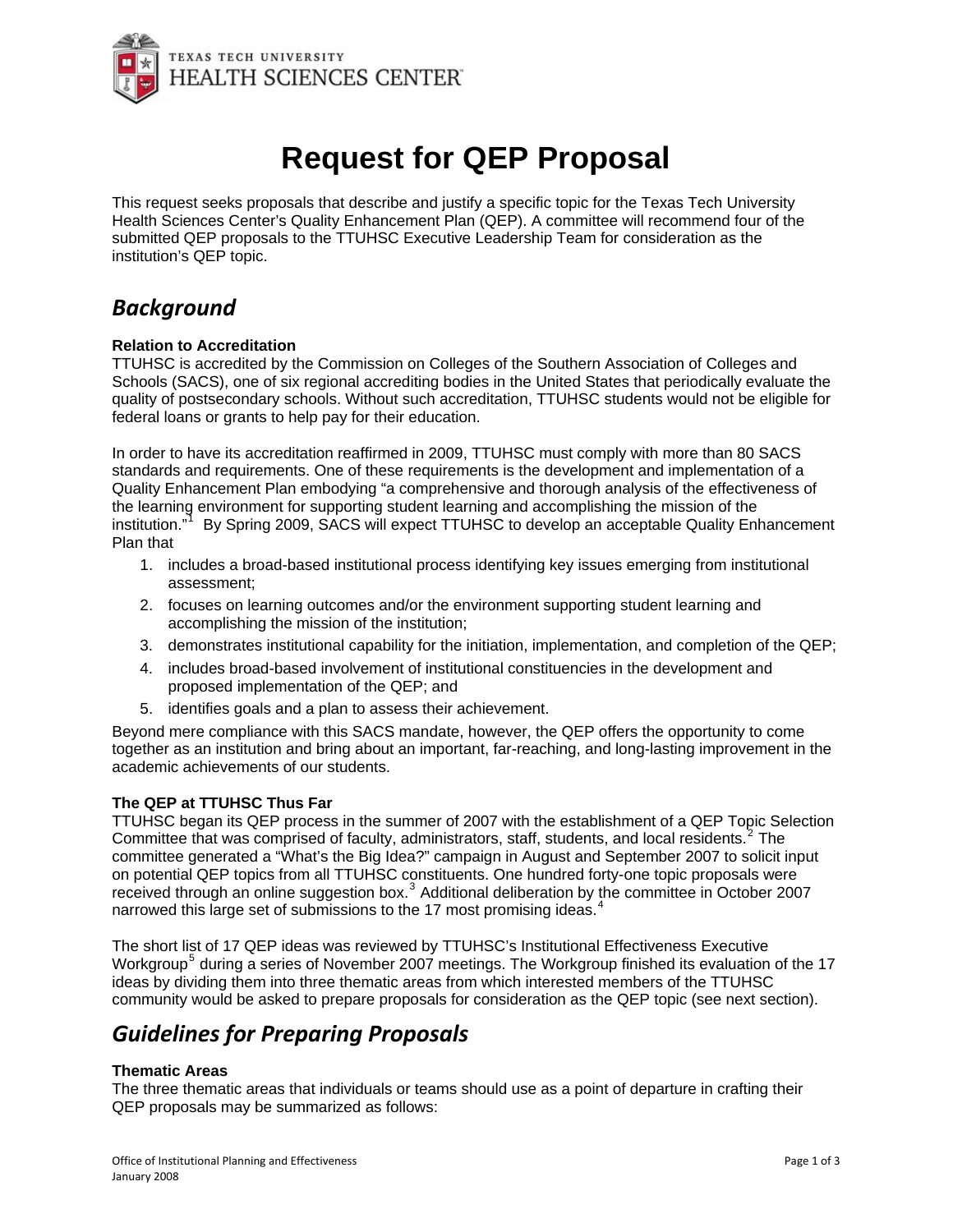# Request for QEP Proposal

This request seeks proposals that describe and justify a specific topic for the Texas Tech University Health Sciences Center's Quality Enhancement Plan (QEP). A committee will recommend four of the submitted QEP proposals to the TTUHSC Executive Leadership Team for consideration as the institution's QEP topic.

## *Background*

**Relation to Accreditation**
TTUHSC is accredited by the Commission on Colleges of the Southern Association of Colleges and Schools (SACS), one of six regional accrediting bodies in the United States that periodically evaluate the quality of postsecondary schools. Without such accreditation, TTUHSC students would not be eligible for federal loans or grants to help pay for their education.

In order to have its accreditation reaffirmed in 2009, TTUHSC must comply with more than 80 SACS standards and requirements. One of these requirements is the development and implementation of a Quality Enhancement Plan embodying "a comprehensive and thorough analysis of the effectiveness of the learning environment for supporting student learning and accomplishing the mission of the institution."[1] By Spring 2009, SACS will expect TTUHSC to develop an acceptable Quality Enhancement Plan that

1. includes a broad-based institutional process identifying key issues emerging from institutional assessment;
2. focuses on learning outcomes and/or the environment supporting student learning and accomplishing the mission of the institution;
3. demonstrates institutional capability for the initiation, implementation, and completion of the QEP;
4. includes broad-based involvement of institutional constituencies in the development and proposed implementation of the QEP; and
5. identifies goals and a plan to assess their achievement.

Beyond mere compliance with this SACS mandate, however, the QEP offers the opportunity to come together as an institution and bring about an important, far-reaching, and long-lasting improvement in the academic achievements of our students.

**The QEP at TTUHSC Thus Far**
TTUHSC began its QEP process in the summer of 2007 with the establishment of a QEP Topic Selection Committee that was comprised of faculty, administrators, staff, students, and local residents.[2] The committee generated a "What's the Big Idea?" campaign in August and September 2007 to solicit input on potential QEP topics from all TTUHSC constituents. One hundred forty-one topic proposals were received through an online suggestion box.[3] Additional deliberation by the committee in October 2007 narrowed this large set of submissions to the 17 most promising ideas.[4]

The short list of 17 QEP ideas was reviewed by TTUHSC's Institutional Effectiveness Executive Workgroup[5] during a series of November 2007 meetings. The Workgroup finished its evaluation of the 17 ideas by dividing them into three thematic areas from which interested members of the TTUHSC community would be asked to prepare proposals for consideration as the QEP topic (see next section).

## *Guidelines for Preparing Proposals*

**Thematic Areas**
The three thematic areas that individuals or teams should use as a point of departure in crafting their QEP proposals may be summarized as follows: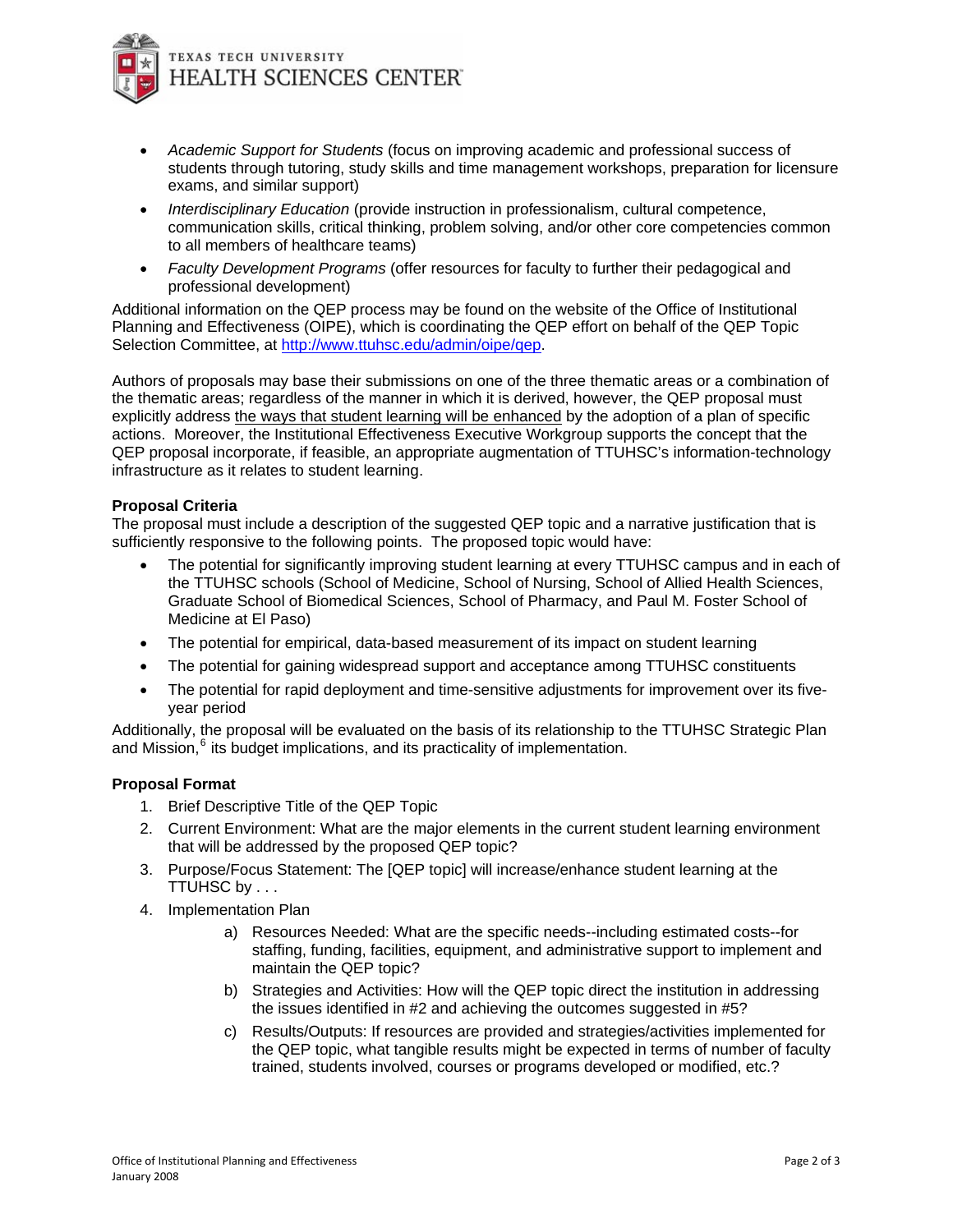- *Academic Support for Students* (focus on improving academic and professional success of students through tutoring, study skills and time management workshops, preparation for licensure exams, and similar support)
- *Interdisciplinary Education* (provide instruction in professionalism, cultural competence, communication skills, critical thinking, problem solving, and/or other core competencies common to all members of healthcare teams)
- *Faculty Development Programs* (offer resources for faculty to further their pedagogical and professional development)

Additional information on the QEP process may be found on the website of the Office of Institutional Planning and Effectiveness (OIPE), which is coordinating the QEP effort on behalf of the QEP Topic Selection Committee, at http://www.ttuhsc.edu/admin/oipe/qep.

Authors of proposals may base their submissions on one of the three thematic areas or a combination of the thematic areas; regardless of the manner in which it is derived, however, the QEP proposal must explicitly address the ways that student learning will be enhanced by the adoption of a plan of specific actions. Moreover, the Institutional Effectiveness Executive Workgroup supports the concept that the QEP proposal incorporate, if feasible, an appropriate augmentation of TTUHSC's information-technology infrastructure as it relates to student learning.

**Proposal Criteria**

The proposal must include a description of the suggested QEP topic and a narrative justification that is sufficiently responsive to the following points. The proposed topic would have:

- The potential for significantly improving student learning at every TTUHSC campus and in each of the TTUHSC schools (School of Medicine, School of Nursing, School of Allied Health Sciences, Graduate School of Biomedical Sciences, School of Pharmacy, and Paul M. Foster School of Medicine at El Paso)
- The potential for empirical, data-based measurement of its impact on student learning
- The potential for gaining widespread support and acceptance among TTUHSC constituents
- The potential for rapid deployment and time-sensitive adjustments for improvement over its five-year period

Additionally, the proposal will be evaluated on the basis of its relationship to the TTUHSC Strategic Plan and Mission,[6] its budget implications, and its practicality of implementation.

**Proposal Format**

1. Brief Descriptive Title of the QEP Topic
2. Current Environment: What are the major elements in the current student learning environment that will be addressed by the proposed QEP topic?
3. Purpose/Focus Statement: The [QEP topic] will increase/enhance student learning at the TTUHSC by . . .
4. Implementation Plan
    a) Resources Needed: What are the specific needs--including estimated costs--for staffing, funding, facilities, equipment, and administrative support to implement and maintain the QEP topic?
    b) Strategies and Activities: How will the QEP topic direct the institution in addressing the issues identified in #2 and achieving the outcomes suggested in #5?
    c) Results/Outputs: If resources are provided and strategies/activities implemented for the QEP topic, what tangible results might be expected in terms of number of faculty trained, students involved, courses or programs developed or modified, etc.?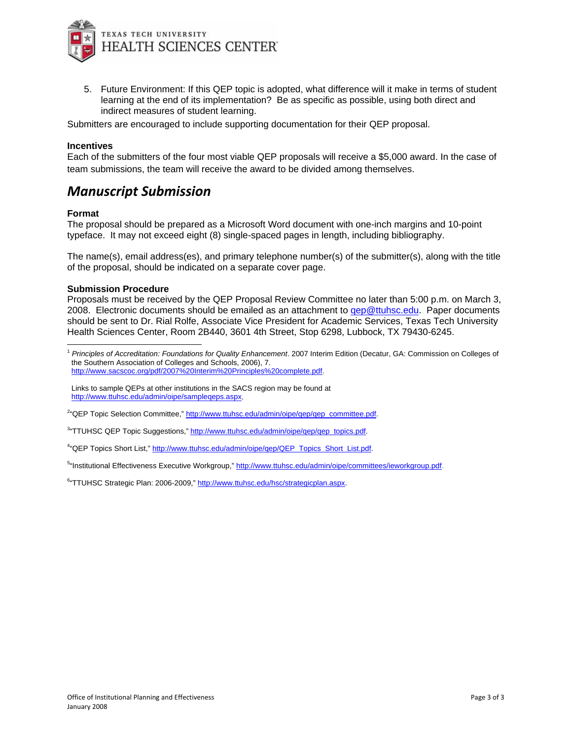5. Future Environment: If this QEP topic is adopted, what difference will it make in terms of student learning at the end of its implementation? Be as specific as possible, using both direct and indirect measures of student learning.

Submitters are encouraged to include supporting documentation for their QEP proposal.

**Incentives**

Each of the submitters of the four most viable QEP proposals will receive a $5,000 award. In the case of team submissions, the team will receive the award to be divided among themselves.

## *Manuscript Submission*

**Format**

The proposal should be prepared as a Microsoft Word document with one-inch margins and 10-point typeface. It may not exceed eight (8) single-spaced pages in length, including bibliography.

The name(s), email address(es), and primary telephone number(s) of the submitter(s), along with the title of the proposal, should be indicated on a separate cover page.

**Submission Procedure**

Proposals must be received by the QEP Proposal Review Committee no later than 5:00 p.m. on March 3, 2008. Electronic documents should be emailed as an attachment to qep@ttuhsc.edu. Paper documents should be sent to Dr. Rial Rolfe, Associate Vice President for Academic Services, Texas Tech University Health Sciences Center, Room 2B440, 3601 4th Street, Stop 6298, Lubbock, TX 79430-6245.

---

[1] *Principles of Accreditation: Foundations for Quality Enhancement*. 2007 Interim Edition (Decatur, GA: Commission on Colleges of the Southern Association of Colleges and Schools, 2006), 7. http://www.sacscoc.org/pdf/2007%20Interim%20Principles%20complete.pdf.

Links to sample QEPs at other institutions in the SACS region may be found at http://www.ttuhsc.edu/admin/oipe/sampleqeps.aspx.

[2] "QEP Topic Selection Committee," http://www.ttuhsc.edu/admin/oipe/qep/qep_committee.pdf.

[3] "TTUHSC QEP Topic Suggestions," http://www.ttuhsc.edu/admin/oipe/qep/qep_topics.pdf.

[4] "QEP Topics Short List," http://www.ttuhsc.edu/admin/oipe/qep/QEP_Topics_Short_List.pdf.

[5] "Institutional Effectiveness Executive Workgroup," http://www.ttuhsc.edu/admin/oipe/committees/ieworkgroup.pdf.

[6] "TTUHSC Strategic Plan: 2006-2009," http://www.ttuhsc.edu/hsc/strategicplan.aspx.